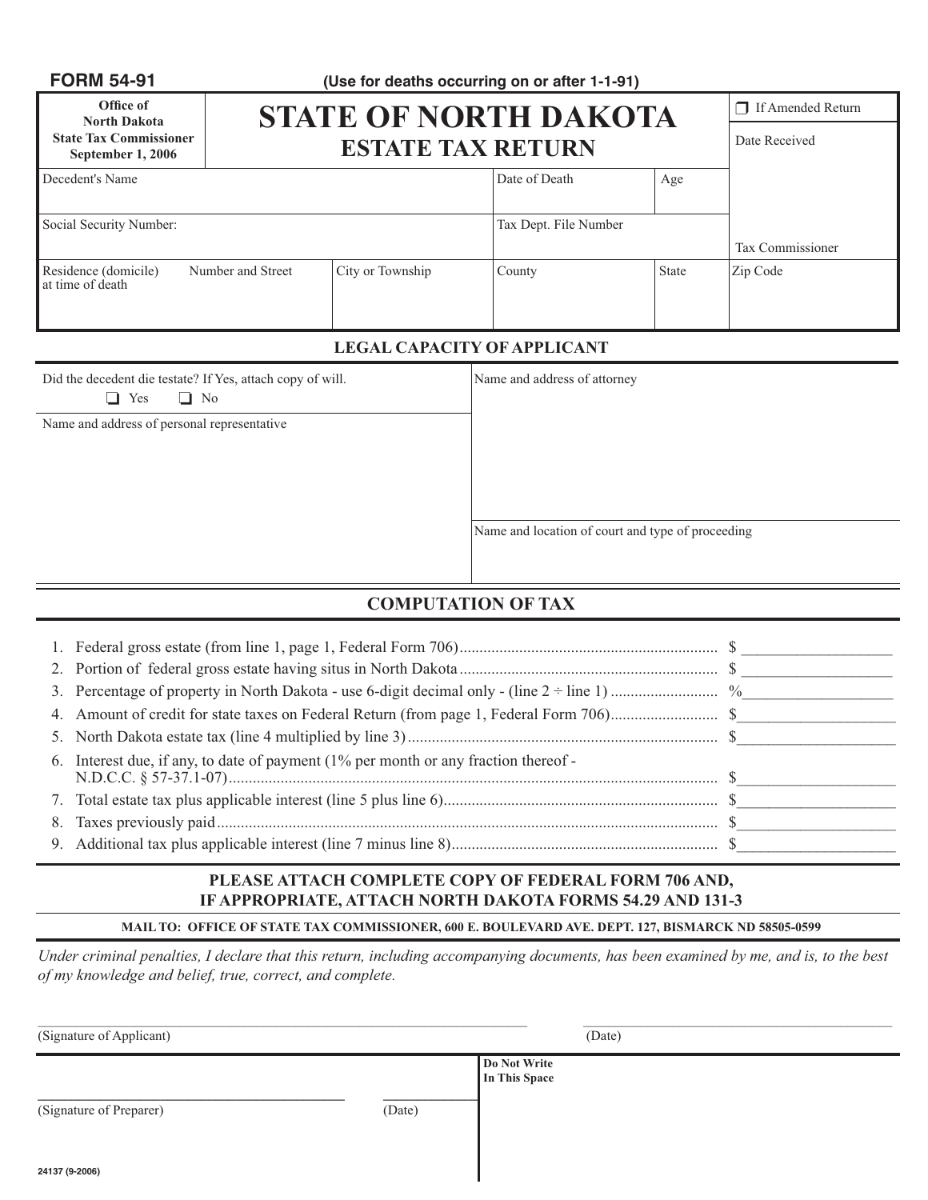**FORM 54-91** **(Use for deaths occurring on or after 1-1-91)**

| Office of North Dakota State Tax Commissioner September 1, 2006 | # STATE OF NORTH DAKOTA<br>## ESTATE TAX RETURN | | | ❒ If Amended Return |
|---|---|---|---|---|
| | | | | Date Received |
| Decedent's Name | | Date of Death | Age | |
| Social Security Number: | | Tax Dept. File Number | | Tax Commissioner |
| Residence (domicile) at time of death — Number and Street | City or Township | County | State | Zip Code |

## LEGAL CAPACITY OF APPLICANT

| | |
|---|---|
| Did the decedent die testate? If Yes, attach copy of will.<br>❑ Yes ❑ No | Name and address of attorney |
| Name and address of personal representative | |
| | Name and location of court and type of proceeding |

## COMPUTATION OF TAX

1. Federal gross estate (from line 1, page 1, Federal Form 706) .......... $ ____________
2. Portion of federal gross estate having situs in North Dakota .......... $ ____________
3. Percentage of property in North Dakota - use 6-digit decimal only - (line 2 ÷ line 1) .......... % ____________
4. Amount of credit for state taxes on Federal Return (from page 1, Federal Form 706) .......... $ ____________
5. North Dakota estate tax (line 4 multiplied by line 3) .......... $ ____________
6. Interest due, if any, to date of payment (1% per month or any fraction thereof - N.D.C.C. § 57-37.1-07) .......... $ ____________
7. Total estate tax plus applicable interest (line 5 plus line 6) .......... $ ____________
8. Taxes previously paid .......... $ ____________
9. Additional tax plus applicable interest (line 7 minus line 8) .......... $ ____________

**PLEASE ATTACH COMPLETE COPY OF FEDERAL FORM 706 AND, IF APPROPRIATE, ATTACH NORTH DAKOTA FORMS 54.29 AND 131-3**

**MAIL TO: OFFICE OF STATE TAX COMMISSIONER, 600 E. BOULEVARD AVE. DEPT. 127, BISMARCK ND 58505-0599**

*Under criminal penalties, I declare that this return, including accompanying documents, has been examined by me, and is, to the best of my knowledge and belief, true, correct, and complete.*

______________________________ (Signature of Applicant) ______________________________ (Date)

______________________________ (Signature of Preparer) ____________ (Date)

**Do Not Write In This Space**

24137 (9-2006)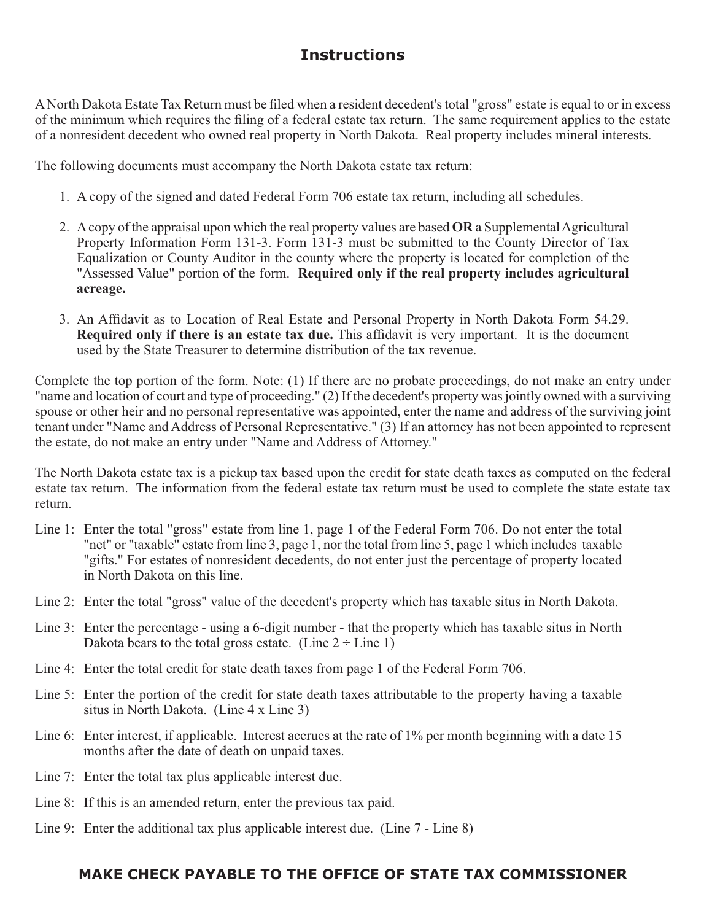# Instructions

A North Dakota Estate Tax Return must be filed when a resident decedent's total "gross" estate is equal to or in excess of the minimum which requires the filing of a federal estate tax return. The same requirement applies to the estate of a nonresident decedent who owned real property in North Dakota. Real property includes mineral interests.

The following documents must accompany the North Dakota estate tax return:

1. A copy of the signed and dated Federal Form 706 estate tax return, including all schedules.
2. A copy of the appraisal upon which the real property values are based **OR** a Supplemental Agricultural Property Information Form 131-3. Form 131-3 must be submitted to the County Director of Tax Equalization or County Auditor in the county where the property is located for completion of the "Assessed Value" portion of the form. **Required only if the real property includes agricultural acreage.**
3. An Affidavit as to Location of Real Estate and Personal Property in North Dakota Form 54.29. **Required only if there is an estate tax due.** This affidavit is very important. It is the document used by the State Treasurer to determine distribution of the tax revenue.

Complete the top portion of the form. Note: (1) If there are no probate proceedings, do not make an entry under "name and location of court and type of proceeding." (2) If the decedent's property was jointly owned with a surviving spouse or other heir and no personal representative was appointed, enter the name and address of the surviving joint tenant under "Name and Address of Personal Representative." (3) If an attorney has not been appointed to represent the estate, do not make an entry under "Name and Address of Attorney."

The North Dakota estate tax is a pickup tax based upon the credit for state death taxes as computed on the federal estate tax return. The information from the federal estate tax return must be used to complete the state estate tax return.

Line 1: Enter the total "gross" estate from line 1, page 1 of the Federal Form 706. Do not enter the total "net" or "taxable" estate from line 3, page 1, nor the total from line 5, page 1 which includes taxable "gifts." For estates of nonresident decedents, do not enter just the percentage of property located in North Dakota on this line.

Line 2: Enter the total "gross" value of the decedent's property which has taxable situs in North Dakota.

Line 3: Enter the percentage - using a 6-digit number - that the property which has taxable situs in North Dakota bears to the total gross estate. (Line 2 ÷ Line 1)

Line 4: Enter the total credit for state death taxes from page 1 of the Federal Form 706.

Line 5: Enter the portion of the credit for state death taxes attributable to the property having a taxable situs in North Dakota. (Line 4 x Line 3)

Line 6: Enter interest, if applicable. Interest accrues at the rate of 1% per month beginning with a date 15 months after the date of death on unpaid taxes.

Line 7: Enter the total tax plus applicable interest due.

Line 8: If this is an amended return, enter the previous tax paid.

Line 9: Enter the additional tax plus applicable interest due. (Line 7 - Line 8)

**MAKE CHECK PAYABLE TO THE OFFICE OF STATE TAX COMMISSIONER**